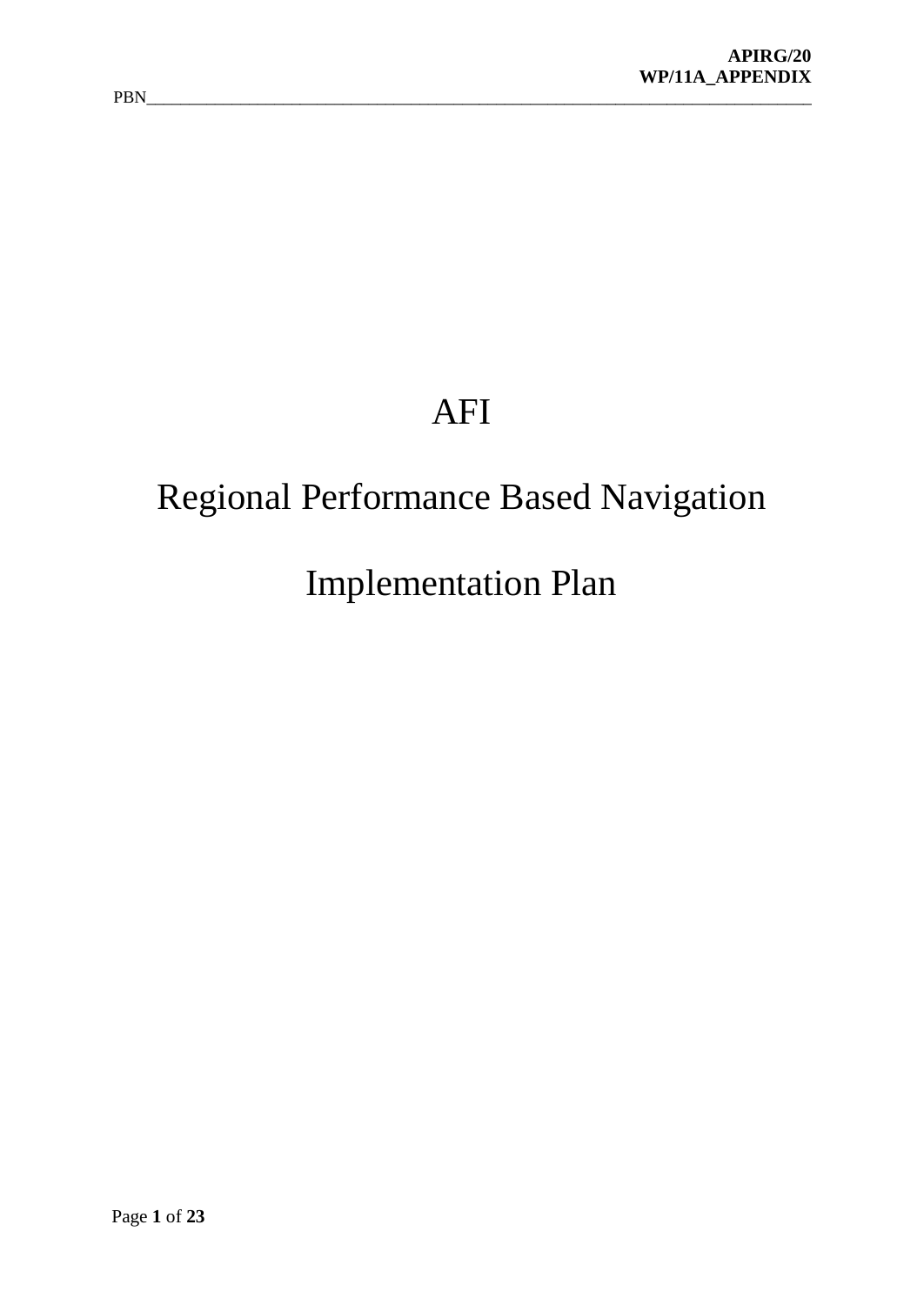# AFI

# Regional Performance Based Navigation

# Implementation Plan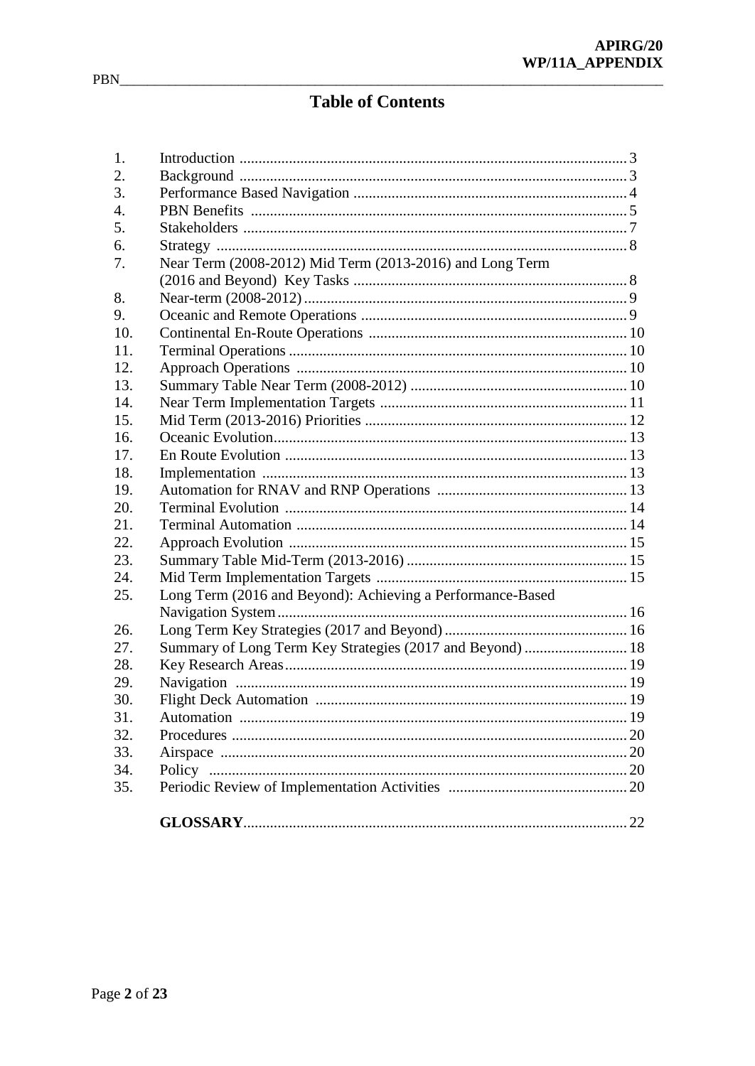# Table of Contents

| | | |
|---|---|---|
| 1. | Introduction | 3 |
| 2. | Background | 3 |
| 3. | Performance Based Navigation | 4 |
| 4. | PBN Benefits | 5 |
| 5. | Stakeholders | 7 |
| 6. | Strategy | 8 |
| 7. | Near Term (2008-2012) Mid Term (2013-2016) and Long Term (2016 and Beyond) Key Tasks | 8 |
| 8. | Near-term (2008-2012) | 9 |
| 9. | Oceanic and Remote Operations | 9 |
| 10. | Continental En-Route Operations | 10 |
| 11. | Terminal Operations | 10 |
| 12. | Approach Operations | 10 |
| 13. | Summary Table Near Term (2008-2012) | 10 |
| 14. | Near Term Implementation Targets | 11 |
| 15. | Mid Term (2013-2016) Priorities | 12 |
| 16. | Oceanic Evolution | 13 |
| 17. | En Route Evolution | 13 |
| 18. | Implementation | 13 |
| 19. | Automation for RNAV and RNP Operations | 13 |
| 20. | Terminal Evolution | 14 |
| 21. | Terminal Automation | 14 |
| 22. | Approach Evolution | 15 |
| 23. | Summary Table Mid-Term (2013-2016) | 15 |
| 24. | Mid Term Implementation Targets | 15 |
| 25. | Long Term (2016 and Beyond): Achieving a Performance-Based Navigation System | 16 |
| 26. | Long Term Key Strategies (2017 and Beyond) | 16 |
| 27. | Summary of Long Term Key Strategies (2017 and Beyond) | 18 |
| 28. | Key Research Areas | 19 |
| 29. | Navigation | 19 |
| 30. | Flight Deck Automation | 19 |
| 31. | Automation | 19 |
| 32. | Procedures | 20 |
| 33. | Airspace | 20 |
| 34. | Policy | 20 |
| 35. | Periodic Review of Implementation Activities | 20 |
| | **GLOSSARY** | 22 |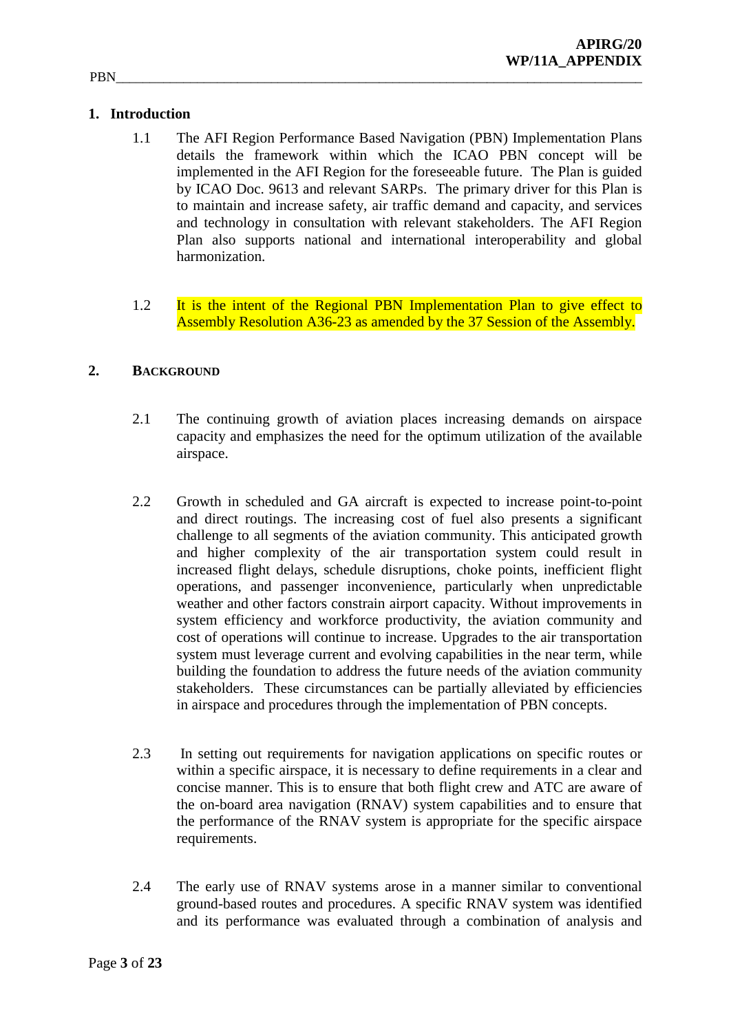## 1. Introduction

1.1 The AFI Region Performance Based Navigation (PBN) Implementation Plans details the framework within which the ICAO PBN concept will be implemented in the AFI Region for the foreseeable future. The Plan is guided by ICAO Doc. 9613 and relevant SARPs. The primary driver for this Plan is to maintain and increase safety, air traffic demand and capacity, and services and technology in consultation with relevant stakeholders. The AFI Region Plan also supports national and international interoperability and global harmonization.

1.2 It is the intent of the Regional PBN Implementation Plan to give effect to Assembly Resolution A36-23 as amended by the 37 Session of the Assembly.

## 2. BACKGROUND

2.1 The continuing growth of aviation places increasing demands on airspace capacity and emphasizes the need for the optimum utilization of the available airspace.

2.2 Growth in scheduled and GA aircraft is expected to increase point-to-point and direct routings. The increasing cost of fuel also presents a significant challenge to all segments of the aviation community. This anticipated growth and higher complexity of the air transportation system could result in increased flight delays, schedule disruptions, choke points, inefficient flight operations, and passenger inconvenience, particularly when unpredictable weather and other factors constrain airport capacity. Without improvements in system efficiency and workforce productivity, the aviation community and cost of operations will continue to increase. Upgrades to the air transportation system must leverage current and evolving capabilities in the near term, while building the foundation to address the future needs of the aviation community stakeholders. These circumstances can be partially alleviated by efficiencies in airspace and procedures through the implementation of PBN concepts.

2.3 In setting out requirements for navigation applications on specific routes or within a specific airspace, it is necessary to define requirements in a clear and concise manner. This is to ensure that both flight crew and ATC are aware of the on-board area navigation (RNAV) system capabilities and to ensure that the performance of the RNAV system is appropriate for the specific airspace requirements.

2.4 The early use of RNAV systems arose in a manner similar to conventional ground-based routes and procedures. A specific RNAV system was identified and its performance was evaluated through a combination of analysis and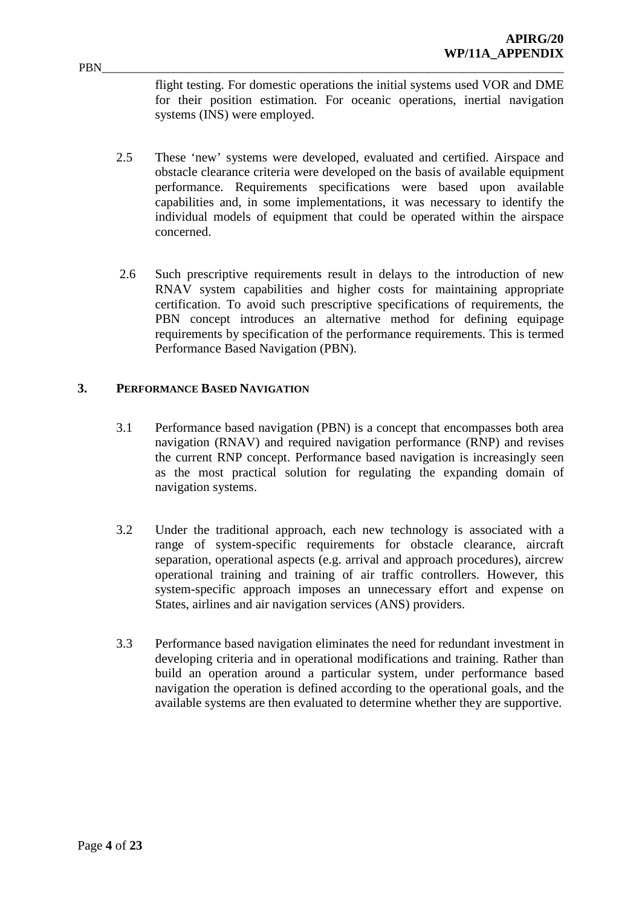flight testing. For domestic operations the initial systems used VOR and DME for their position estimation. For oceanic operations, inertial navigation systems (INS) were employed.

2.5 These 'new' systems were developed, evaluated and certified. Airspace and obstacle clearance criteria were developed on the basis of available equipment performance. Requirements specifications were based upon available capabilities and, in some implementations, it was necessary to identify the individual models of equipment that could be operated within the airspace concerned.

2.6 Such prescriptive requirements result in delays to the introduction of new RNAV system capabilities and higher costs for maintaining appropriate certification. To avoid such prescriptive specifications of requirements, the PBN concept introduces an alternative method for defining equipage requirements by specification of the performance requirements. This is termed Performance Based Navigation (PBN).

## 3. PERFORMANCE BASED NAVIGATION

3.1 Performance based navigation (PBN) is a concept that encompasses both area navigation (RNAV) and required navigation performance (RNP) and revises the current RNP concept. Performance based navigation is increasingly seen as the most practical solution for regulating the expanding domain of navigation systems.

3.2 Under the traditional approach, each new technology is associated with a range of system-specific requirements for obstacle clearance, aircraft separation, operational aspects (e.g. arrival and approach procedures), aircrew operational training and training of air traffic controllers. However, this system-specific approach imposes an unnecessary effort and expense on States, airlines and air navigation services (ANS) providers.

3.3 Performance based navigation eliminates the need for redundant investment in developing criteria and in operational modifications and training. Rather than build an operation around a particular system, under performance based navigation the operation is defined according to the operational goals, and the available systems are then evaluated to determine whether they are supportive.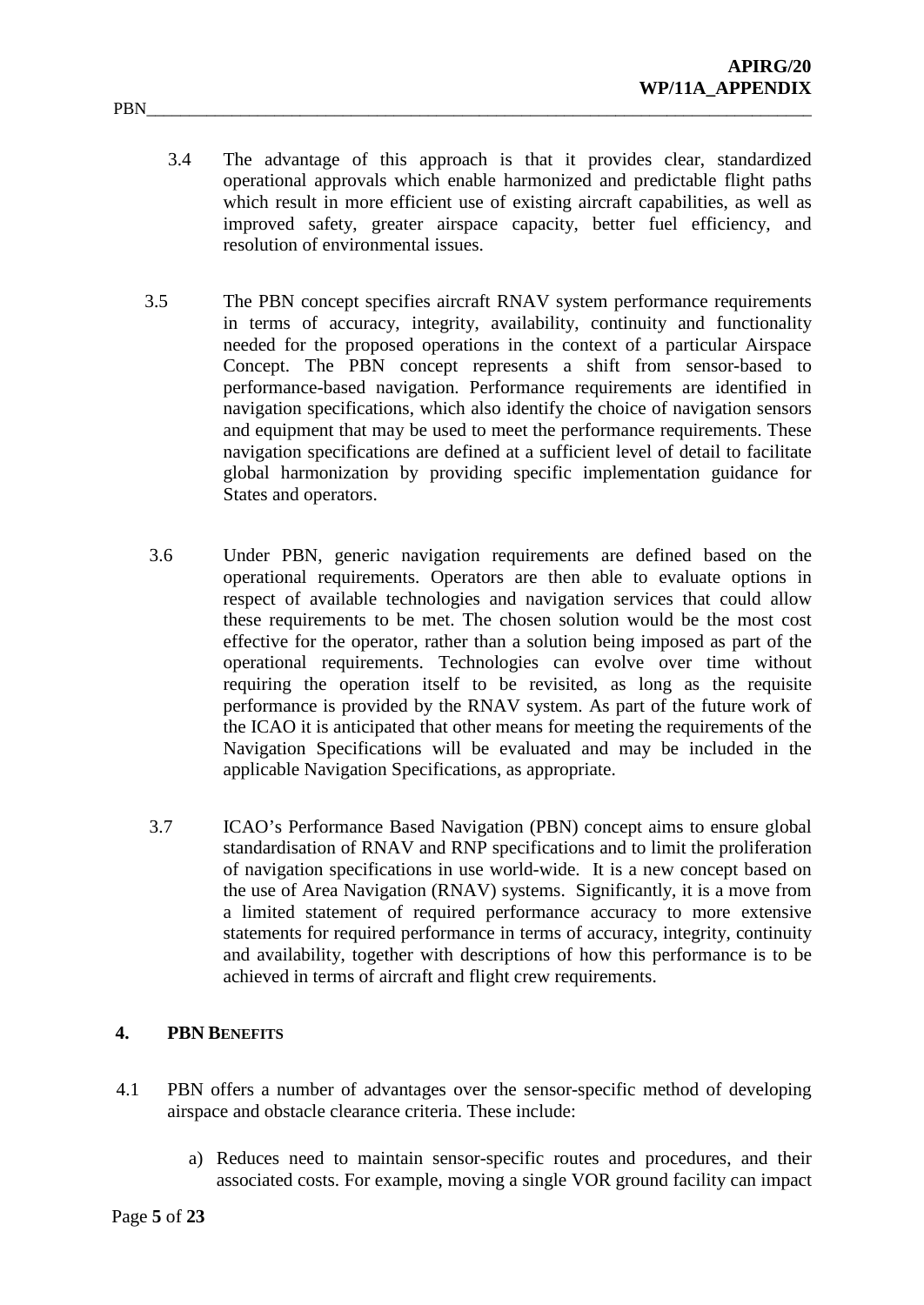3.4 The advantage of this approach is that it provides clear, standardized operational approvals which enable harmonized and predictable flight paths which result in more efficient use of existing aircraft capabilities, as well as improved safety, greater airspace capacity, better fuel efficiency, and resolution of environmental issues.

3.5 The PBN concept specifies aircraft RNAV system performance requirements in terms of accuracy, integrity, availability, continuity and functionality needed for the proposed operations in the context of a particular Airspace Concept. The PBN concept represents a shift from sensor-based to performance-based navigation. Performance requirements are identified in navigation specifications, which also identify the choice of navigation sensors and equipment that may be used to meet the performance requirements. These navigation specifications are defined at a sufficient level of detail to facilitate global harmonization by providing specific implementation guidance for States and operators.

3.6 Under PBN, generic navigation requirements are defined based on the operational requirements. Operators are then able to evaluate options in respect of available technologies and navigation services that could allow these requirements to be met. The chosen solution would be the most cost effective for the operator, rather than a solution being imposed as part of the operational requirements. Technologies can evolve over time without requiring the operation itself to be revisited, as long as the requisite performance is provided by the RNAV system. As part of the future work of the ICAO it is anticipated that other means for meeting the requirements of the Navigation Specifications will be evaluated and may be included in the applicable Navigation Specifications, as appropriate.

3.7 ICAO's Performance Based Navigation (PBN) concept aims to ensure global standardisation of RNAV and RNP specifications and to limit the proliferation of navigation specifications in use world-wide. It is a new concept based on the use of Area Navigation (RNAV) systems. Significantly, it is a move from a limited statement of required performance accuracy to more extensive statements for required performance in terms of accuracy, integrity, continuity and availability, together with descriptions of how this performance is to be achieved in terms of aircraft and flight crew requirements.

## 4. PBN BENEFITS

4.1 PBN offers a number of advantages over the sensor-specific method of developing airspace and obstacle clearance criteria. These include:

a) Reduces need to maintain sensor-specific routes and procedures, and their associated costs. For example, moving a single VOR ground facility can impact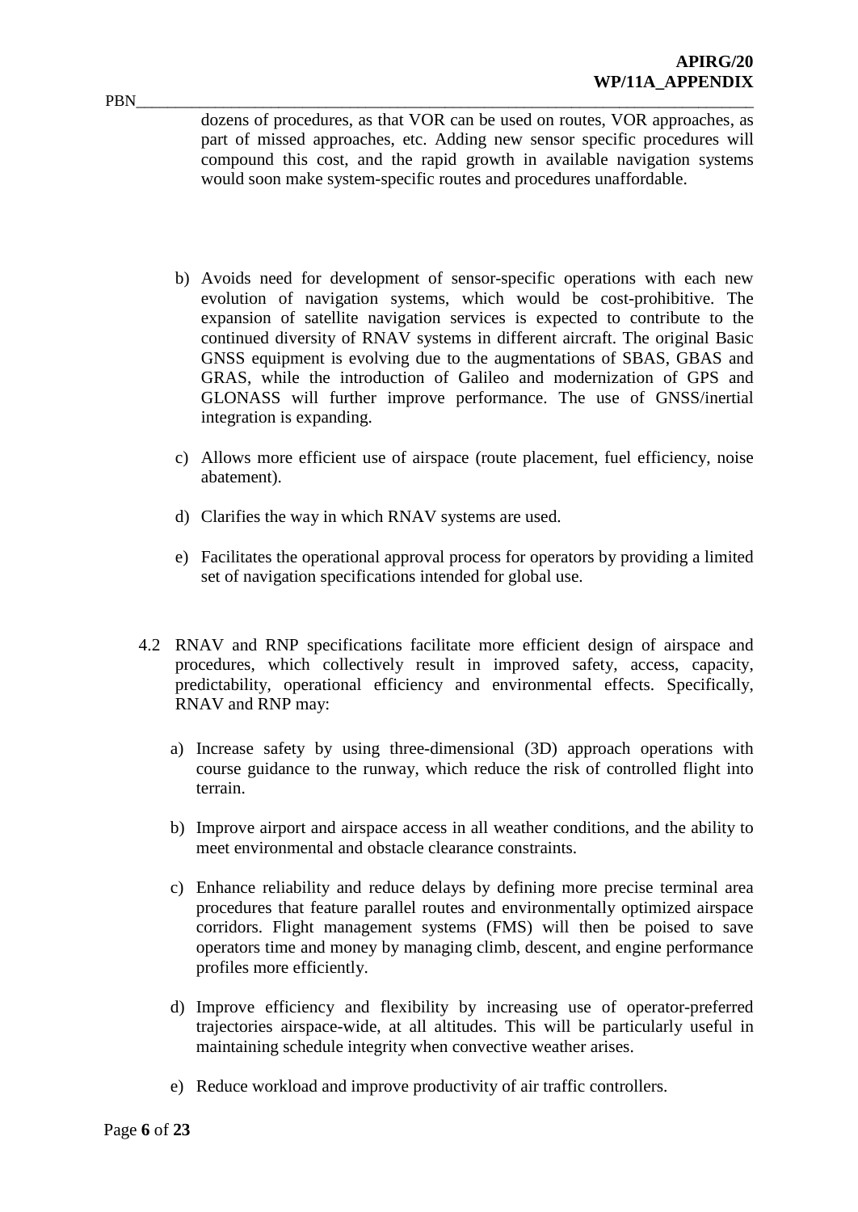dozens of procedures, as that VOR can be used on routes, VOR approaches, as part of missed approaches, etc. Adding new sensor specific procedures will compound this cost, and the rapid growth in available navigation systems would soon make system-specific routes and procedures unaffordable.

b) Avoids need for development of sensor-specific operations with each new evolution of navigation systems, which would be cost-prohibitive. The expansion of satellite navigation services is expected to contribute to the continued diversity of RNAV systems in different aircraft. The original Basic GNSS equipment is evolving due to the augmentations of SBAS, GBAS and GRAS, while the introduction of Galileo and modernization of GPS and GLONASS will further improve performance. The use of GNSS/inertial integration is expanding.

c) Allows more efficient use of airspace (route placement, fuel efficiency, noise abatement).

d) Clarifies the way in which RNAV systems are used.

e) Facilitates the operational approval process for operators by providing a limited set of navigation specifications intended for global use.

4.2 RNAV and RNP specifications facilitate more efficient design of airspace and procedures, which collectively result in improved safety, access, capacity, predictability, operational efficiency and environmental effects. Specifically, RNAV and RNP may:

a) Increase safety by using three-dimensional (3D) approach operations with course guidance to the runway, which reduce the risk of controlled flight into terrain.

b) Improve airport and airspace access in all weather conditions, and the ability to meet environmental and obstacle clearance constraints.

c) Enhance reliability and reduce delays by defining more precise terminal area procedures that feature parallel routes and environmentally optimized airspace corridors. Flight management systems (FMS) will then be poised to save operators time and money by managing climb, descent, and engine performance profiles more efficiently.

d) Improve efficiency and flexibility by increasing use of operator-preferred trajectories airspace-wide, at all altitudes. This will be particularly useful in maintaining schedule integrity when convective weather arises.

e) Reduce workload and improve productivity of air traffic controllers.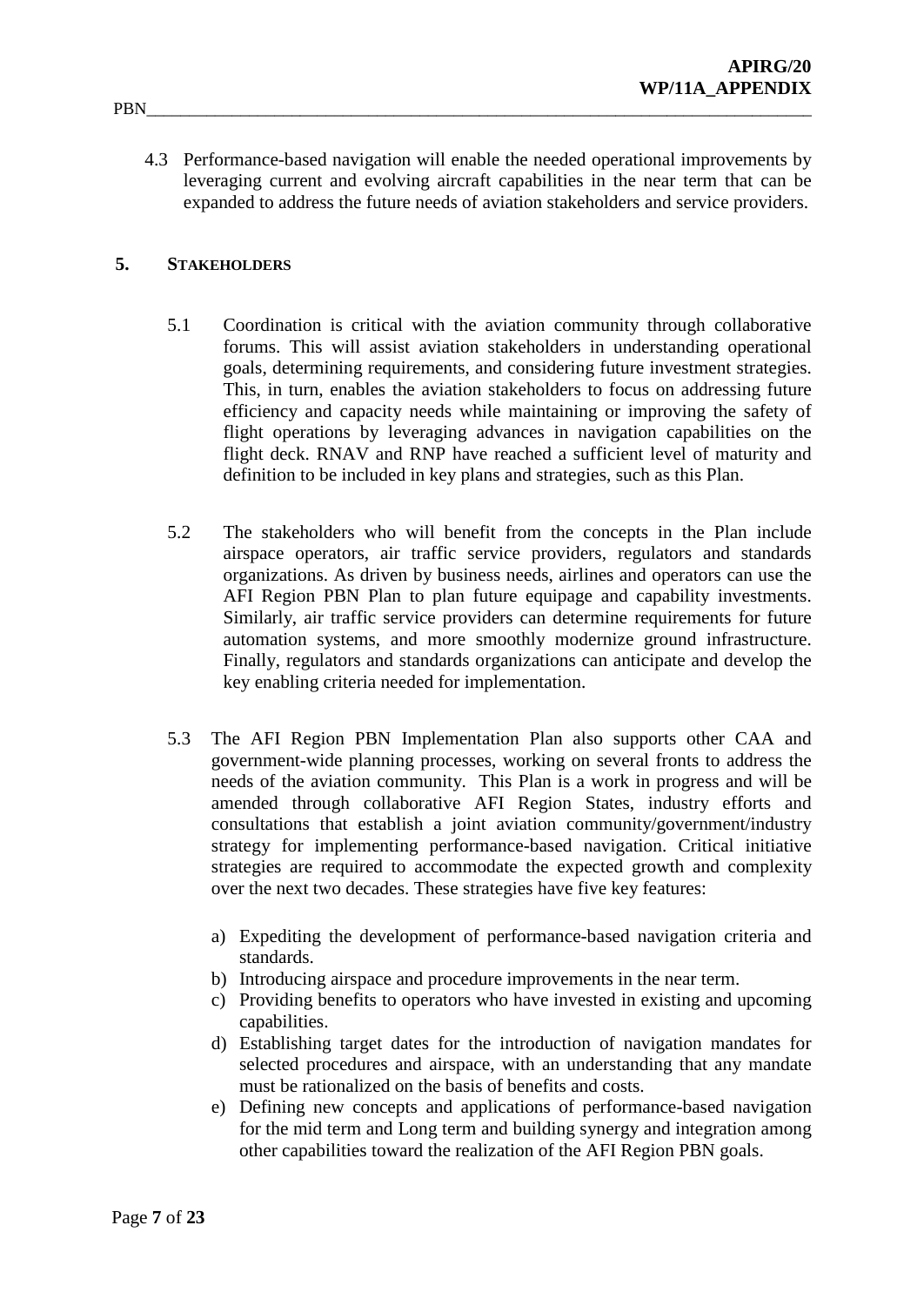4.3 Performance-based navigation will enable the needed operational improvements by leveraging current and evolving aircraft capabilities in the near term that can be expanded to address the future needs of aviation stakeholders and service providers.

## 5. STAKEHOLDERS

5.1 Coordination is critical with the aviation community through collaborative forums. This will assist aviation stakeholders in understanding operational goals, determining requirements, and considering future investment strategies. This, in turn, enables the aviation stakeholders to focus on addressing future efficiency and capacity needs while maintaining or improving the safety of flight operations by leveraging advances in navigation capabilities on the flight deck. RNAV and RNP have reached a sufficient level of maturity and definition to be included in key plans and strategies, such as this Plan.

5.2 The stakeholders who will benefit from the concepts in the Plan include airspace operators, air traffic service providers, regulators and standards organizations. As driven by business needs, airlines and operators can use the AFI Region PBN Plan to plan future equipage and capability investments. Similarly, air traffic service providers can determine requirements for future automation systems, and more smoothly modernize ground infrastructure. Finally, regulators and standards organizations can anticipate and develop the key enabling criteria needed for implementation.

5.3 The AFI Region PBN Implementation Plan also supports other CAA and government-wide planning processes, working on several fronts to address the needs of the aviation community. This Plan is a work in progress and will be amended through collaborative AFI Region States, industry efforts and consultations that establish a joint aviation community/government/industry strategy for implementing performance-based navigation. Critical initiative strategies are required to accommodate the expected growth and complexity over the next two decades. These strategies have five key features:

a) Expediting the development of performance-based navigation criteria and standards.
b) Introducing airspace and procedure improvements in the near term.
c) Providing benefits to operators who have invested in existing and upcoming capabilities.
d) Establishing target dates for the introduction of navigation mandates for selected procedures and airspace, with an understanding that any mandate must be rationalized on the basis of benefits and costs.
e) Defining new concepts and applications of performance-based navigation for the mid term and Long term and building synergy and integration among other capabilities toward the realization of the AFI Region PBN goals.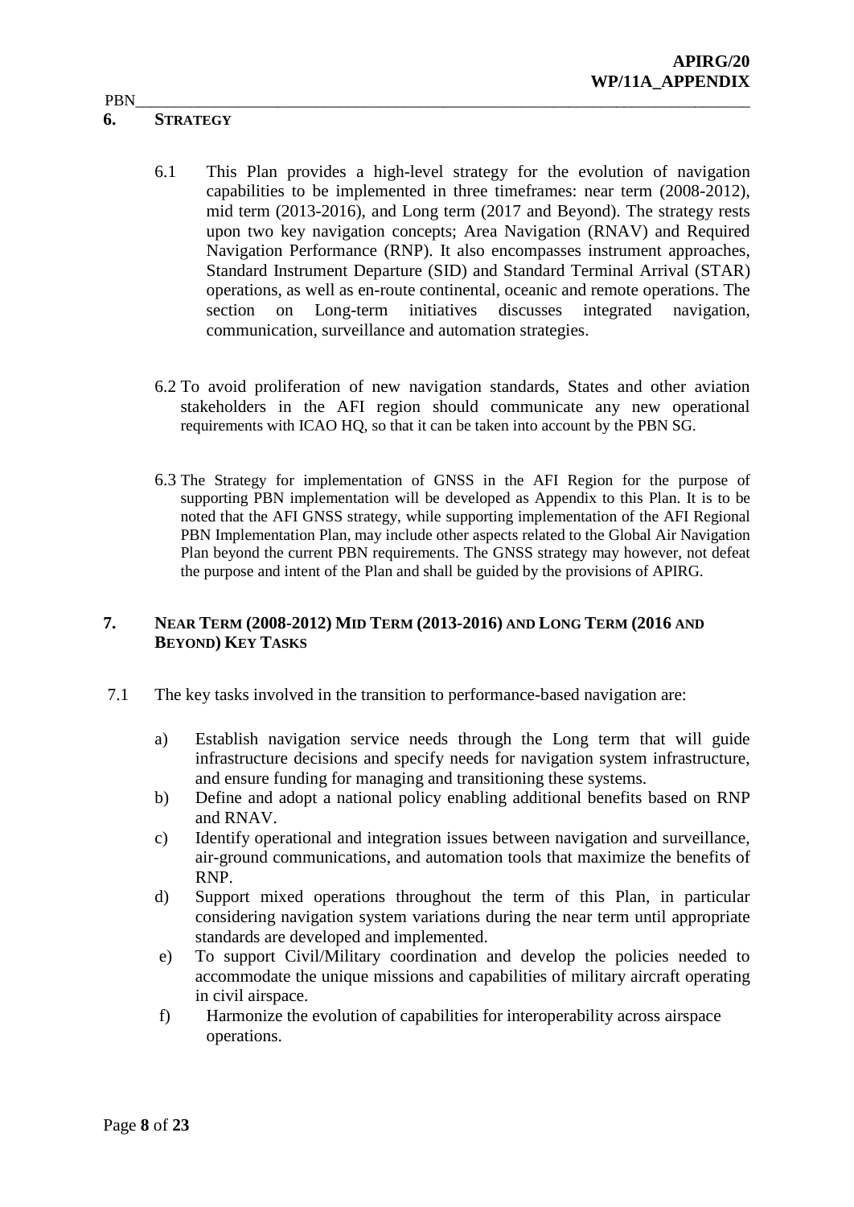## 6. STRATEGY

6.1 This Plan provides a high-level strategy for the evolution of navigation capabilities to be implemented in three timeframes: near term (2008-2012), mid term (2013-2016), and Long term (2017 and Beyond). The strategy rests upon two key navigation concepts; Area Navigation (RNAV) and Required Navigation Performance (RNP). It also encompasses instrument approaches, Standard Instrument Departure (SID) and Standard Terminal Arrival (STAR) operations, as well as en-route continental, oceanic and remote operations. The section on Long-term initiatives discusses integrated navigation, communication, surveillance and automation strategies.

6.2 To avoid proliferation of new navigation standards, States and other aviation stakeholders in the AFI region should communicate any new operational requirements with ICAO HQ, so that it can be taken into account by the PBN SG.

6.3 The Strategy for implementation of GNSS in the AFI Region for the purpose of supporting PBN implementation will be developed as Appendix to this Plan. It is to be noted that the AFI GNSS strategy, while supporting implementation of the AFI Regional PBN Implementation Plan, may include other aspects related to the Global Air Navigation Plan beyond the current PBN requirements. The GNSS strategy may however, not defeat the purpose and intent of the Plan and shall be guided by the provisions of APIRG.

## 7. NEAR TERM (2008-2012) MID TERM (2013-2016) AND LONG TERM (2016 AND BEYOND) KEY TASKS

7.1 The key tasks involved in the transition to performance-based navigation are:

a) Establish navigation service needs through the Long term that will guide infrastructure decisions and specify needs for navigation system infrastructure, and ensure funding for managing and transitioning these systems.

b) Define and adopt a national policy enabling additional benefits based on RNP and RNAV.

c) Identify operational and integration issues between navigation and surveillance, air-ground communications, and automation tools that maximize the benefits of RNP.

d) Support mixed operations throughout the term of this Plan, in particular considering navigation system variations during the near term until appropriate standards are developed and implemented.

e) To support Civil/Military coordination and develop the policies needed to accommodate the unique missions and capabilities of military aircraft operating in civil airspace.

f) Harmonize the evolution of capabilities for interoperability across airspace operations.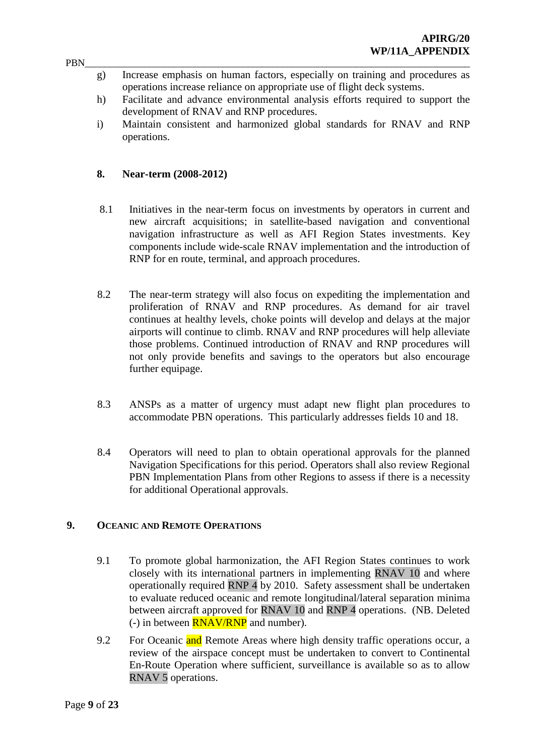g) Increase emphasis on human factors, especially on training and procedures as operations increase reliance on appropriate use of flight deck systems.

h) Facilitate and advance environmental analysis efforts required to support the development of RNAV and RNP procedures.

i) Maintain consistent and harmonized global standards for RNAV and RNP operations.

## 8. Near-term (2008-2012)

8.1 Initiatives in the near-term focus on investments by operators in current and new aircraft acquisitions; in satellite-based navigation and conventional navigation infrastructure as well as AFI Region States investments. Key components include wide-scale RNAV implementation and the introduction of RNP for en route, terminal, and approach procedures.

8.2 The near-term strategy will also focus on expediting the implementation and proliferation of RNAV and RNP procedures. As demand for air travel continues at healthy levels, choke points will develop and delays at the major airports will continue to climb. RNAV and RNP procedures will help alleviate those problems. Continued introduction of RNAV and RNP procedures will not only provide benefits and savings to the operators but also encourage further equipage.

8.3 ANSPs as a matter of urgency must adapt new flight plan procedures to accommodate PBN operations. This particularly addresses fields 10 and 18.

8.4 Operators will need to plan to obtain operational approvals for the planned Navigation Specifications for this period. Operators shall also review Regional PBN Implementation Plans from other Regions to assess if there is a necessity for additional Operational approvals.

## 9. Oceanic and Remote Operations

9.1 To promote global harmonization, the AFI Region States continues to work closely with its international partners in implementing RNAV 10 and where operationally required RNP 4 by 2010. Safety assessment shall be undertaken to evaluate reduced oceanic and remote longitudinal/lateral separation minima between aircraft approved for RNAV 10 and RNP 4 operations. (NB. Deleted (-) in between RNAV/RNP and number).

9.2 For Oceanic and Remote Areas where high density traffic operations occur, a review of the airspace concept must be undertaken to convert to Continental En-Route Operation where sufficient, surveillance is available so as to allow RNAV 5 operations.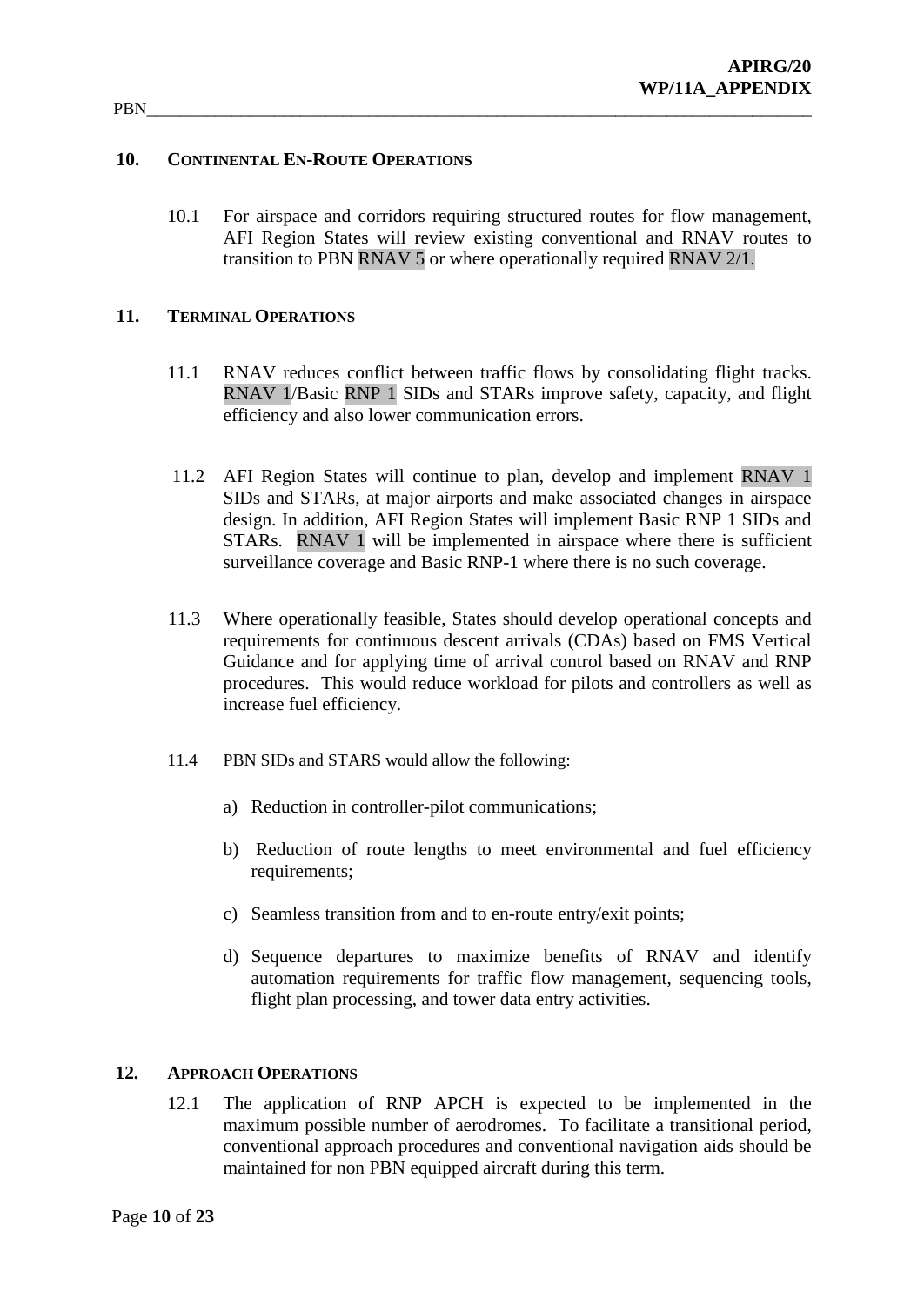## 10. Continental En-Route Operations

10.1 For airspace and corridors requiring structured routes for flow management, AFI Region States will review existing conventional and RNAV routes to transition to PBN RNAV 5 or where operationally required RNAV 2/1.

## 11. Terminal Operations

11.1 RNAV reduces conflict between traffic flows by consolidating flight tracks. RNAV 1/Basic RNP 1 SIDs and STARs improve safety, capacity, and flight efficiency and also lower communication errors.

11.2 AFI Region States will continue to plan, develop and implement RNAV 1 SIDs and STARs, at major airports and make associated changes in airspace design. In addition, AFI Region States will implement Basic RNP 1 SIDs and STARs. RNAV 1 will be implemented in airspace where there is sufficient surveillance coverage and Basic RNP-1 where there is no such coverage.

11.3 Where operationally feasible, States should develop operational concepts and requirements for continuous descent arrivals (CDAs) based on FMS Vertical Guidance and for applying time of arrival control based on RNAV and RNP procedures. This would reduce workload for pilots and controllers as well as increase fuel efficiency.

11.4 PBN SIDs and STARS would allow the following:

a) Reduction in controller-pilot communications;

b) Reduction of route lengths to meet environmental and fuel efficiency requirements;

c) Seamless transition from and to en-route entry/exit points;

d) Sequence departures to maximize benefits of RNAV and identify automation requirements for traffic flow management, sequencing tools, flight plan processing, and tower data entry activities.

## 12. Approach Operations

12.1 The application of RNP APCH is expected to be implemented in the maximum possible number of aerodromes. To facilitate a transitional period, conventional approach procedures and conventional navigation aids should be maintained for non PBN equipped aircraft during this term.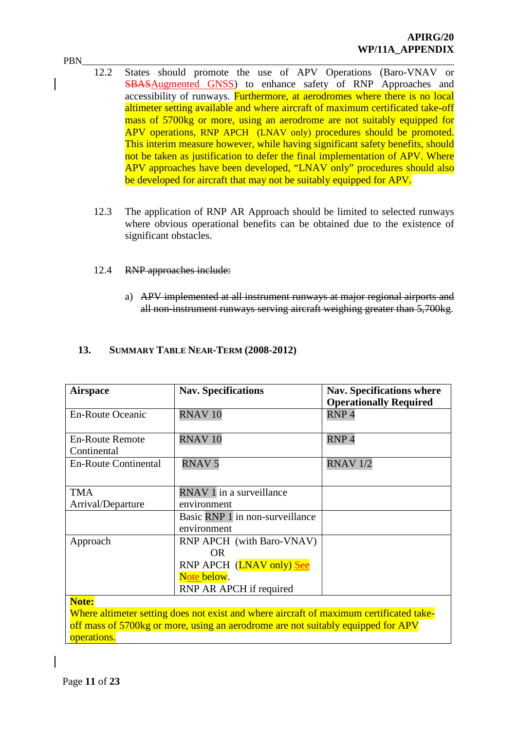12.2 States should promote the use of APV Operations (Baro-VNAV or ~~SBAS~~Augmented GNSS) to enhance safety of RNP Approaches and accessibility of runways. Furthermore, at aerodromes where there is no local altimeter setting available and where aircraft of maximum certificated take-off mass of 5700kg or more, using an aerodrome are not suitably equipped for APV operations, RNP APCH (LNAV only) procedures should be promoted. This interim measure however, while having significant safety benefits, should not be taken as justification to defer the final implementation of APV. Where APV approaches have been developed, "LNAV only" procedures should also be developed for aircraft that may not be suitably equipped for APV.

12.3 The application of RNP AR Approach should be limited to selected runways where obvious operational benefits can be obtained due to the existence of significant obstacles.

12.4 ~~RNP approaches include:~~

a) ~~APV implemented at all instrument runways at major regional airports and all non-instrument runways serving aircraft weighing greater than 5,700kg.~~

## 13. Summary Table Near-Term (2008-2012)

| Airspace | Nav. Specifications | Nav. Specifications where Operationally Required |
|---|---|---|
| En-Route Oceanic | RNAV 10 | RNP 4 |
| En-Route Remote Continental | RNAV 10 | RNP 4 |
| En-Route Continental | RNAV 5 | RNAV 1/2 |
| TMA Arrival/Departure | RNAV 1 in a surveillance environment | |
| | Basic RNP 1 in non-surveillance environment | |
| Approach | RNP APCH (with Baro-VNAV) OR RNP APCH (LNAV only) See Note below. RNP AR APCH if required | |
| **Note:** Where altimeter setting does not exist and where aircraft of maximum certificated take-off mass of 5700kg or more, using an aerodrome are not suitably equipped for APV operations. | | |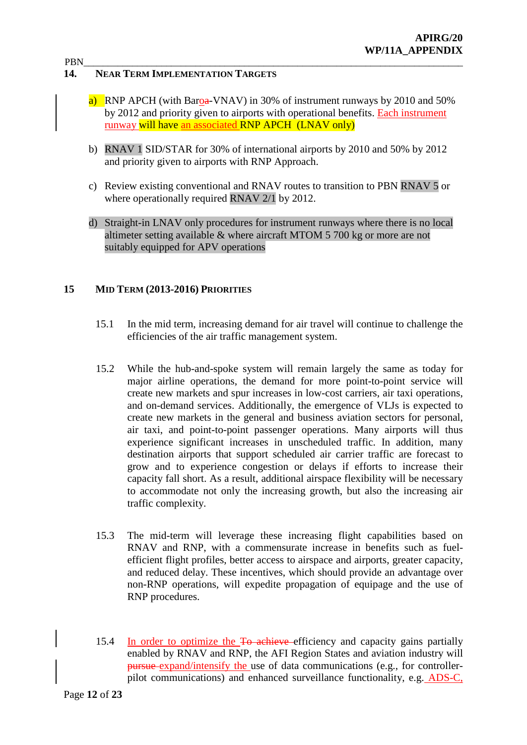## 14. NEAR TERM IMPLEMENTATION TARGETS

a) RNP APCH (with Baroa-VNAV) in 30% of instrument runways by 2010 and 50% by 2012 and priority given to airports with operational benefits. Each instrument runway will have an associated RNP APCH (LNAV only)

b) RNAV 1 SID/STAR for 30% of international airports by 2010 and 50% by 2012 and priority given to airports with RNP Approach.

c) Review existing conventional and RNAV routes to transition to PBN RNAV 5 or where operationally required RNAV 2/1 by 2012.

d) Straight-in LNAV only procedures for instrument runways where there is no local altimeter setting available & where aircraft MTOM 5 700 kg or more are not suitably equipped for APV operations

## 15 MID TERM (2013-2016) PRIORITIES

15.1 In the mid term, increasing demand for air travel will continue to challenge the efficiencies of the air traffic management system.

15.2 While the hub-and-spoke system will remain largely the same as today for major airline operations, the demand for more point-to-point service will create new markets and spur increases in low-cost carriers, air taxi operations, and on-demand services. Additionally, the emergence of VLJs is expected to create new markets in the general and business aviation sectors for personal, air taxi, and point-to-point passenger operations. Many airports will thus experience significant increases in unscheduled traffic. In addition, many destination airports that support scheduled air carrier traffic are forecast to grow and to experience congestion or delays if efforts to increase their capacity fall short. As a result, additional airspace flexibility will be necessary to accommodate not only the increasing growth, but also the increasing air traffic complexity.

15.3 The mid-term will leverage these increasing flight capabilities based on RNAV and RNP, with a commensurate increase in benefits such as fuel-efficient flight profiles, better access to airspace and airports, greater capacity, and reduced delay. These incentives, which should provide an advantage over non-RNP operations, will expedite propagation of equipage and the use of RNP procedures.

15.4 In order to optimize the ~~To achieve~~ efficiency and capacity gains partially enabled by RNAV and RNP, the AFI Region States and aviation industry will ~~pursue~~ expand/intensify the use of data communications (e.g., for controller-pilot communications) and enhanced surveillance functionality, e.g. ADS-C,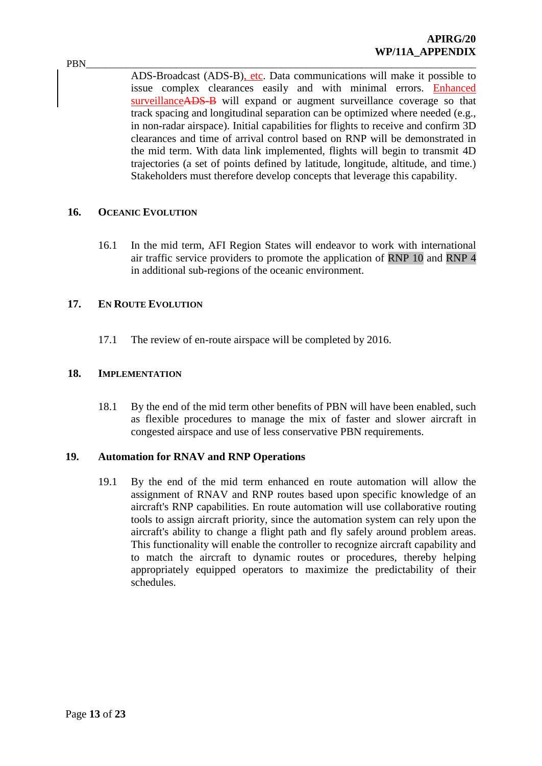ADS-Broadcast (ADS-B), etc. Data communications will make it possible to issue complex clearances easily and with minimal errors. Enhanced surveillance~~ADS-B~~ will expand or augment surveillance coverage so that track spacing and longitudinal separation can be optimized where needed (e.g., in non-radar airspace). Initial capabilities for flights to receive and confirm 3D clearances and time of arrival control based on RNP will be demonstrated in the mid term. With data link implemented, flights will begin to transmit 4D trajectories (a set of points defined by latitude, longitude, altitude, and time.) Stakeholders must therefore develop concepts that leverage this capability.

## 16. OCEANIC EVOLUTION

16.1 In the mid term, AFI Region States will endeavor to work with international air traffic service providers to promote the application of RNP 10 and RNP 4 in additional sub-regions of the oceanic environment.

## 17. EN ROUTE EVOLUTION

17.1 The review of en-route airspace will be completed by 2016.

## 18. IMPLEMENTATION

18.1 By the end of the mid term other benefits of PBN will have been enabled, such as flexible procedures to manage the mix of faster and slower aircraft in congested airspace and use of less conservative PBN requirements.

## 19. Automation for RNAV and RNP Operations

19.1 By the end of the mid term enhanced en route automation will allow the assignment of RNAV and RNP routes based upon specific knowledge of an aircraft's RNP capabilities. En route automation will use collaborative routing tools to assign aircraft priority, since the automation system can rely upon the aircraft's ability to change a flight path and fly safely around problem areas. This functionality will enable the controller to recognize aircraft capability and to match the aircraft to dynamic routes or procedures, thereby helping appropriately equipped operators to maximize the predictability of their schedules.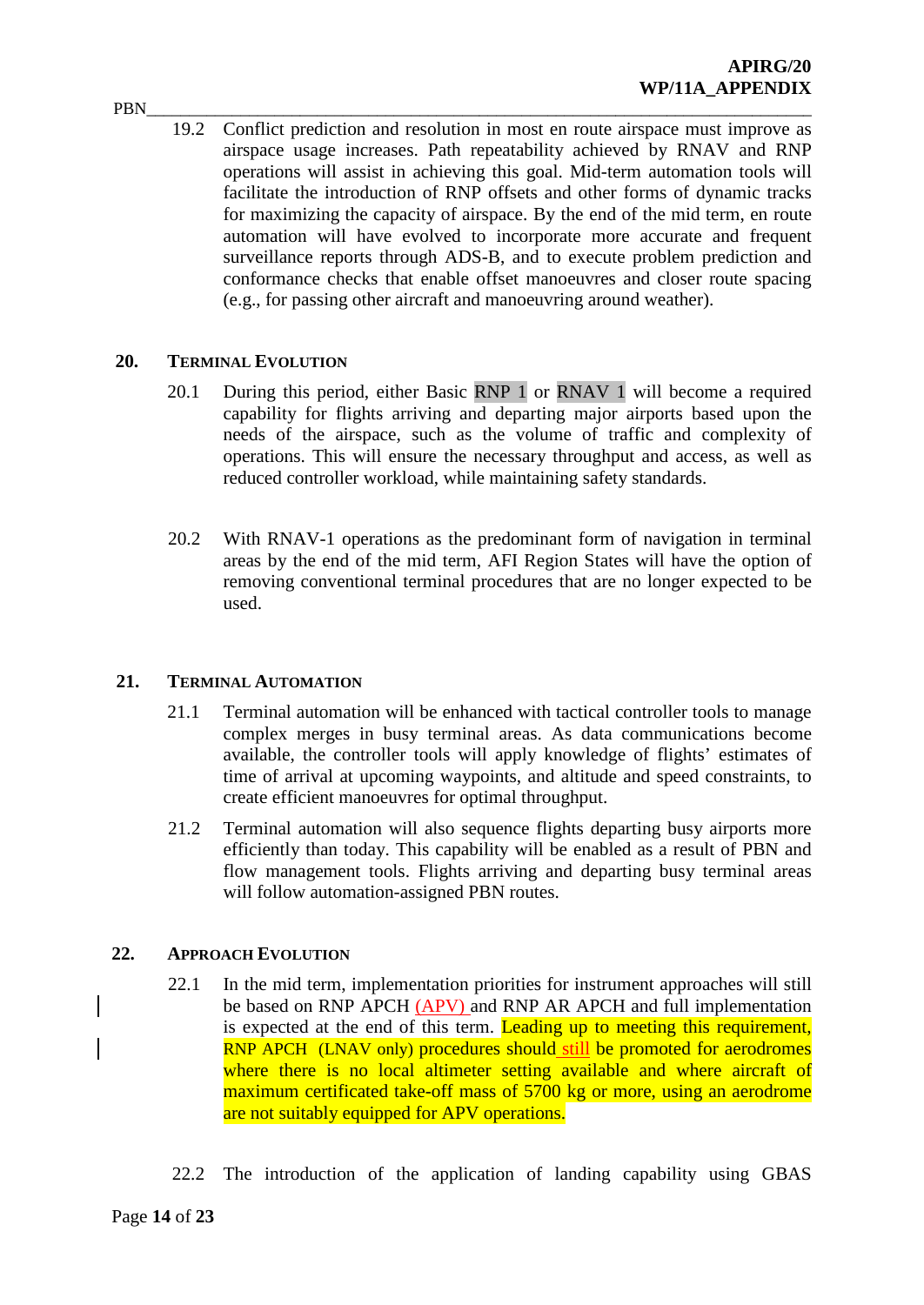PBN

19.2 Conflict prediction and resolution in most en route airspace must improve as airspace usage increases. Path repeatability achieved by RNAV and RNP operations will assist in achieving this goal. Mid-term automation tools will facilitate the introduction of RNP offsets and other forms of dynamic tracks for maximizing the capacity of airspace. By the end of the mid term, en route automation will have evolved to incorporate more accurate and frequent surveillance reports through ADS-B, and to execute problem prediction and conformance checks that enable offset manoeuvres and closer route spacing (e.g., for passing other aircraft and manoeuvring around weather).

## 20. Terminal Evolution

20.1 During this period, either Basic RNP 1 or RNAV 1 will become a required capability for flights arriving and departing major airports based upon the needs of the airspace, such as the volume of traffic and complexity of operations. This will ensure the necessary throughput and access, as well as reduced controller workload, while maintaining safety standards.

20.2 With RNAV-1 operations as the predominant form of navigation in terminal areas by the end of the mid term, AFI Region States will have the option of removing conventional terminal procedures that are no longer expected to be used.

## 21. Terminal Automation

21.1 Terminal automation will be enhanced with tactical controller tools to manage complex merges in busy terminal areas. As data communications become available, the controller tools will apply knowledge of flights' estimates of time of arrival at upcoming waypoints, and altitude and speed constraints, to create efficient manoeuvres for optimal throughput.

21.2 Terminal automation will also sequence flights departing busy airports more efficiently than today. This capability will be enabled as a result of PBN and flow management tools. Flights arriving and departing busy terminal areas will follow automation-assigned PBN routes.

## 22. Approach Evolution

22.1 In the mid term, implementation priorities for instrument approaches will still be based on RNP APCH (APV) and RNP AR APCH and full implementation is expected at the end of this term. Leading up to meeting this requirement, RNP APCH (LNAV only) procedures should still be promoted for aerodromes where there is no local altimeter setting available and where aircraft of maximum certificated take-off mass of 5700 kg or more, using an aerodrome are not suitably equipped for APV operations.

22.2 The introduction of the application of landing capability using GBAS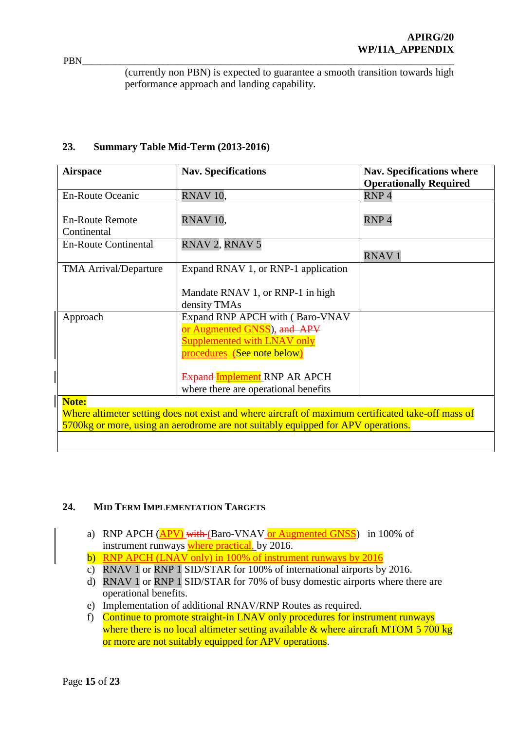(currently non PBN) is expected to guarantee a smooth transition towards high performance approach and landing capability.

## 23. Summary Table Mid-Term (2013-2016)

| Airspace | Nav. Specifications | Nav. Specifications where Operationally Required |
|---|---|---|
| En-Route Oceanic | RNAV 10, | RNP 4 |
| En-Route Remote Continental | RNAV 10, | RNP 4 |
| En-Route Continental | RNAV 2, RNAV 5 | RNAV 1 |
| TMA Arrival/Departure | Expand RNAV 1, or RNP-1 application<br><br>Mandate RNAV 1, or RNP-1 in high density TMAs | |
| Approach | Expand RNP APCH with ( Baro-VNAV or Augmented GNSS), ~~and APV~~ Supplemented with LNAV only procedures (See note below)<br><br>~~Expand~~ Implement RNP AR APCH where there are operational benefits | |
| **Note:**<br>Where altimeter setting does not exist and where aircraft of maximum certificated take-off mass of 5700kg or more, using an aerodrome are not suitably equipped for APV operations. | | |

## 24. Mid Term Implementation Targets

a) RNP APCH (APV) ~~with~~ (Baro-VNAV or Augmented GNSS) in 100% of instrument runways where practical, by 2016.
b) RNP APCH (LNAV only) in 100% of instrument runways by 2016
c) RNAV 1 or RNP 1 SID/STAR for 100% of international airports by 2016.
d) RNAV 1 or RNP 1 SID/STAR for 70% of busy domestic airports where there are operational benefits.
e) Implementation of additional RNAV/RNP Routes as required.
f) Continue to promote straight-in LNAV only procedures for instrument runways where there is no local altimeter setting available & where aircraft MTOM 5 700 kg or more are not suitably equipped for APV operations.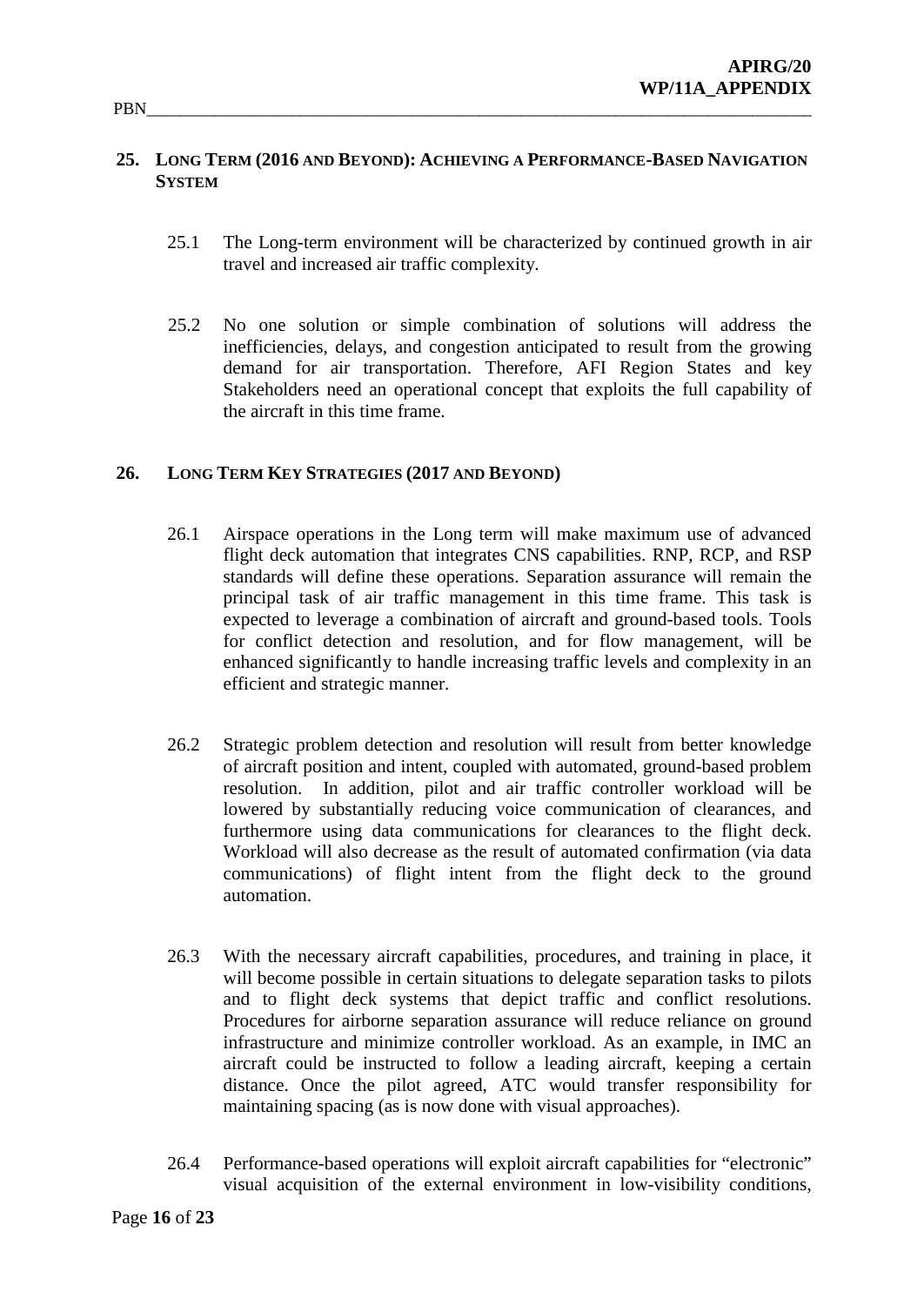## 25. Long Term (2016 and Beyond): Achieving a Performance-Based Navigation System

25.1 The Long-term environment will be characterized by continued growth in air travel and increased air traffic complexity.

25.2 No one solution or simple combination of solutions will address the inefficiencies, delays, and congestion anticipated to result from the growing demand for air transportation. Therefore, AFI Region States and key Stakeholders need an operational concept that exploits the full capability of the aircraft in this time frame.

## 26. Long Term Key Strategies (2017 and Beyond)

26.1 Airspace operations in the Long term will make maximum use of advanced flight deck automation that integrates CNS capabilities. RNP, RCP, and RSP standards will define these operations. Separation assurance will remain the principal task of air traffic management in this time frame. This task is expected to leverage a combination of aircraft and ground-based tools. Tools for conflict detection and resolution, and for flow management, will be enhanced significantly to handle increasing traffic levels and complexity in an efficient and strategic manner.

26.2 Strategic problem detection and resolution will result from better knowledge of aircraft position and intent, coupled with automated, ground-based problem resolution. In addition, pilot and air traffic controller workload will be lowered by substantially reducing voice communication of clearances, and furthermore using data communications for clearances to the flight deck. Workload will also decrease as the result of automated confirmation (via data communications) of flight intent from the flight deck to the ground automation.

26.3 With the necessary aircraft capabilities, procedures, and training in place, it will become possible in certain situations to delegate separation tasks to pilots and to flight deck systems that depict traffic and conflict resolutions. Procedures for airborne separation assurance will reduce reliance on ground infrastructure and minimize controller workload. As an example, in IMC an aircraft could be instructed to follow a leading aircraft, keeping a certain distance. Once the pilot agreed, ATC would transfer responsibility for maintaining spacing (as is now done with visual approaches).

26.4 Performance-based operations will exploit aircraft capabilities for "electronic" visual acquisition of the external environment in low-visibility conditions,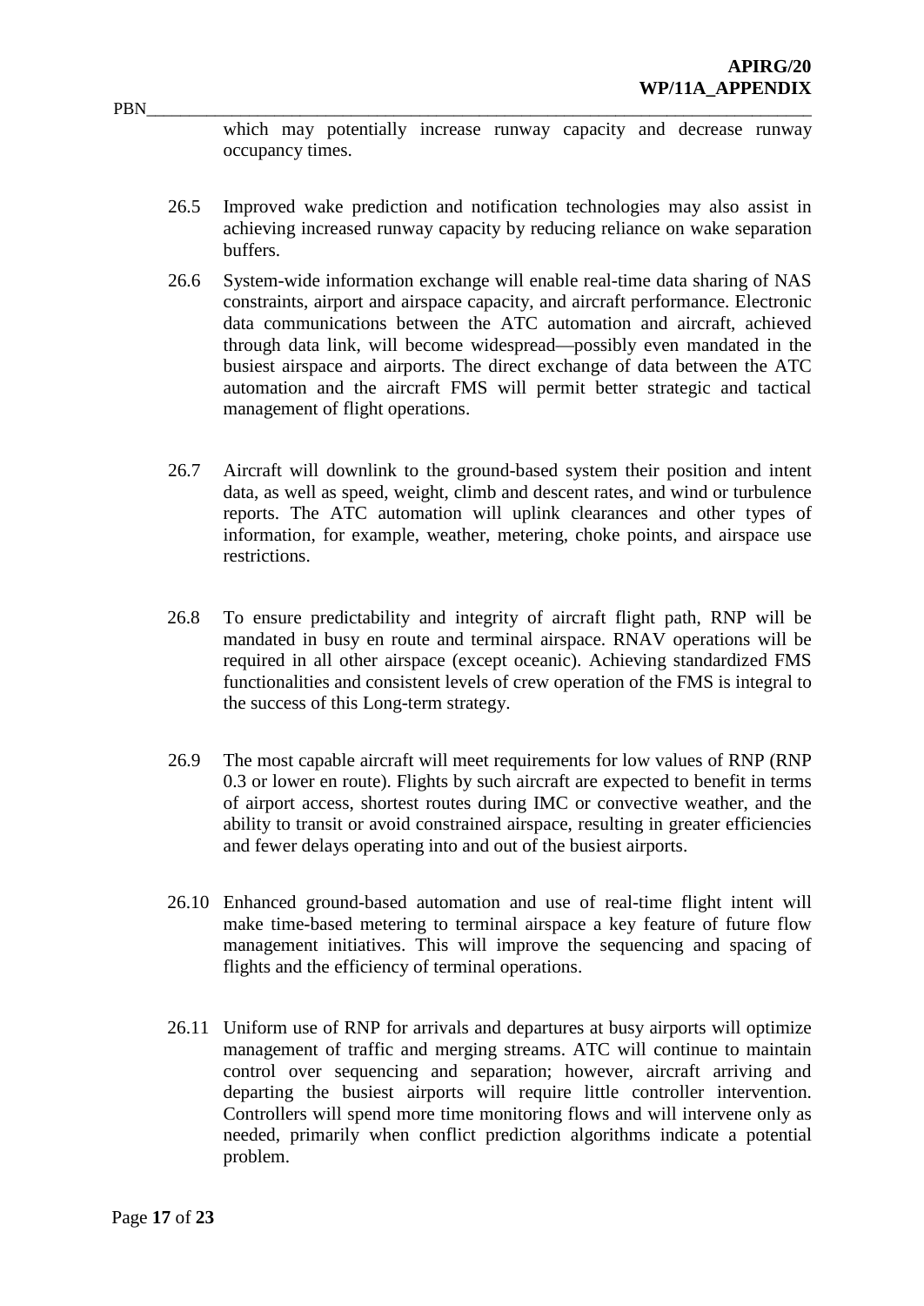which may potentially increase runway capacity and decrease runway occupancy times.

26.5 Improved wake prediction and notification technologies may also assist in achieving increased runway capacity by reducing reliance on wake separation buffers.

26.6 System-wide information exchange will enable real-time data sharing of NAS constraints, airport and airspace capacity, and aircraft performance. Electronic data communications between the ATC automation and aircraft, achieved through data link, will become widespread—possibly even mandated in the busiest airspace and airports. The direct exchange of data between the ATC automation and the aircraft FMS will permit better strategic and tactical management of flight operations.

26.7 Aircraft will downlink to the ground-based system their position and intent data, as well as speed, weight, climb and descent rates, and wind or turbulence reports. The ATC automation will uplink clearances and other types of information, for example, weather, metering, choke points, and airspace use restrictions.

26.8 To ensure predictability and integrity of aircraft flight path, RNP will be mandated in busy en route and terminal airspace. RNAV operations will be required in all other airspace (except oceanic). Achieving standardized FMS functionalities and consistent levels of crew operation of the FMS is integral to the success of this Long-term strategy.

26.9 The most capable aircraft will meet requirements for low values of RNP (RNP 0.3 or lower en route). Flights by such aircraft are expected to benefit in terms of airport access, shortest routes during IMC or convective weather, and the ability to transit or avoid constrained airspace, resulting in greater efficiencies and fewer delays operating into and out of the busiest airports.

26.10 Enhanced ground-based automation and use of real-time flight intent will make time-based metering to terminal airspace a key feature of future flow management initiatives. This will improve the sequencing and spacing of flights and the efficiency of terminal operations.

26.11 Uniform use of RNP for arrivals and departures at busy airports will optimize management of traffic and merging streams. ATC will continue to maintain control over sequencing and separation; however, aircraft arriving and departing the busiest airports will require little controller intervention. Controllers will spend more time monitoring flows and will intervene only as needed, primarily when conflict prediction algorithms indicate a potential problem.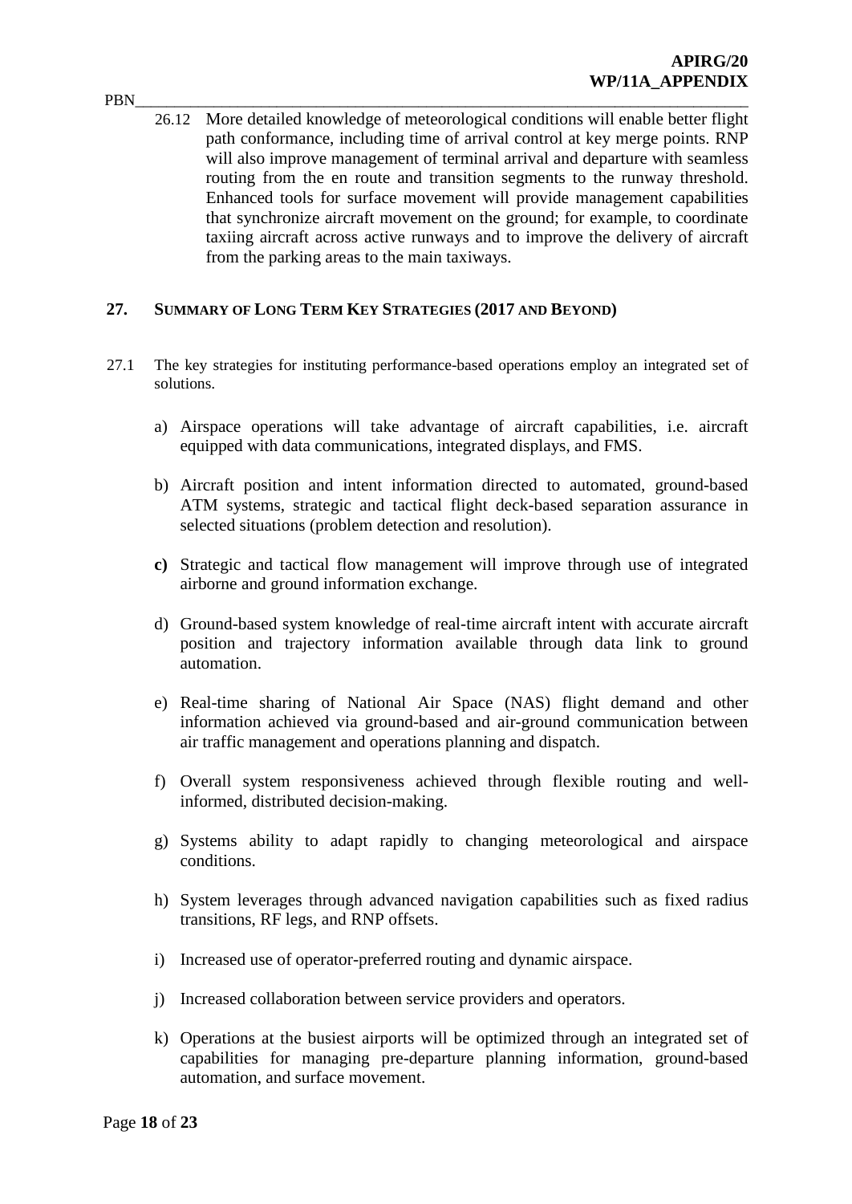26.12 More detailed knowledge of meteorological conditions will enable better flight path conformance, including time of arrival control at key merge points. RNP will also improve management of terminal arrival and departure with seamless routing from the en route and transition segments to the runway threshold. Enhanced tools for surface movement will provide management capabilities that synchronize aircraft movement on the ground; for example, to coordinate taxiing aircraft across active runways and to improve the delivery of aircraft from the parking areas to the main taxiways.

## 27. SUMMARY OF LONG TERM KEY STRATEGIES (2017 AND BEYOND)

27.1 The key strategies for instituting performance-based operations employ an integrated set of solutions.

a) Airspace operations will take advantage of aircraft capabilities, i.e. aircraft equipped with data communications, integrated displays, and FMS.

b) Aircraft position and intent information directed to automated, ground-based ATM systems, strategic and tactical flight deck-based separation assurance in selected situations (problem detection and resolution).

**c)** Strategic and tactical flow management will improve through use of integrated airborne and ground information exchange.

d) Ground-based system knowledge of real-time aircraft intent with accurate aircraft position and trajectory information available through data link to ground automation.

e) Real-time sharing of National Air Space (NAS) flight demand and other information achieved via ground-based and air-ground communication between air traffic management and operations planning and dispatch.

f) Overall system responsiveness achieved through flexible routing and well-informed, distributed decision-making.

g) Systems ability to adapt rapidly to changing meteorological and airspace conditions.

h) System leverages through advanced navigation capabilities such as fixed radius transitions, RF legs, and RNP offsets.

i) Increased use of operator-preferred routing and dynamic airspace.

j) Increased collaboration between service providers and operators.

k) Operations at the busiest airports will be optimized through an integrated set of capabilities for managing pre-departure planning information, ground-based automation, and surface movement.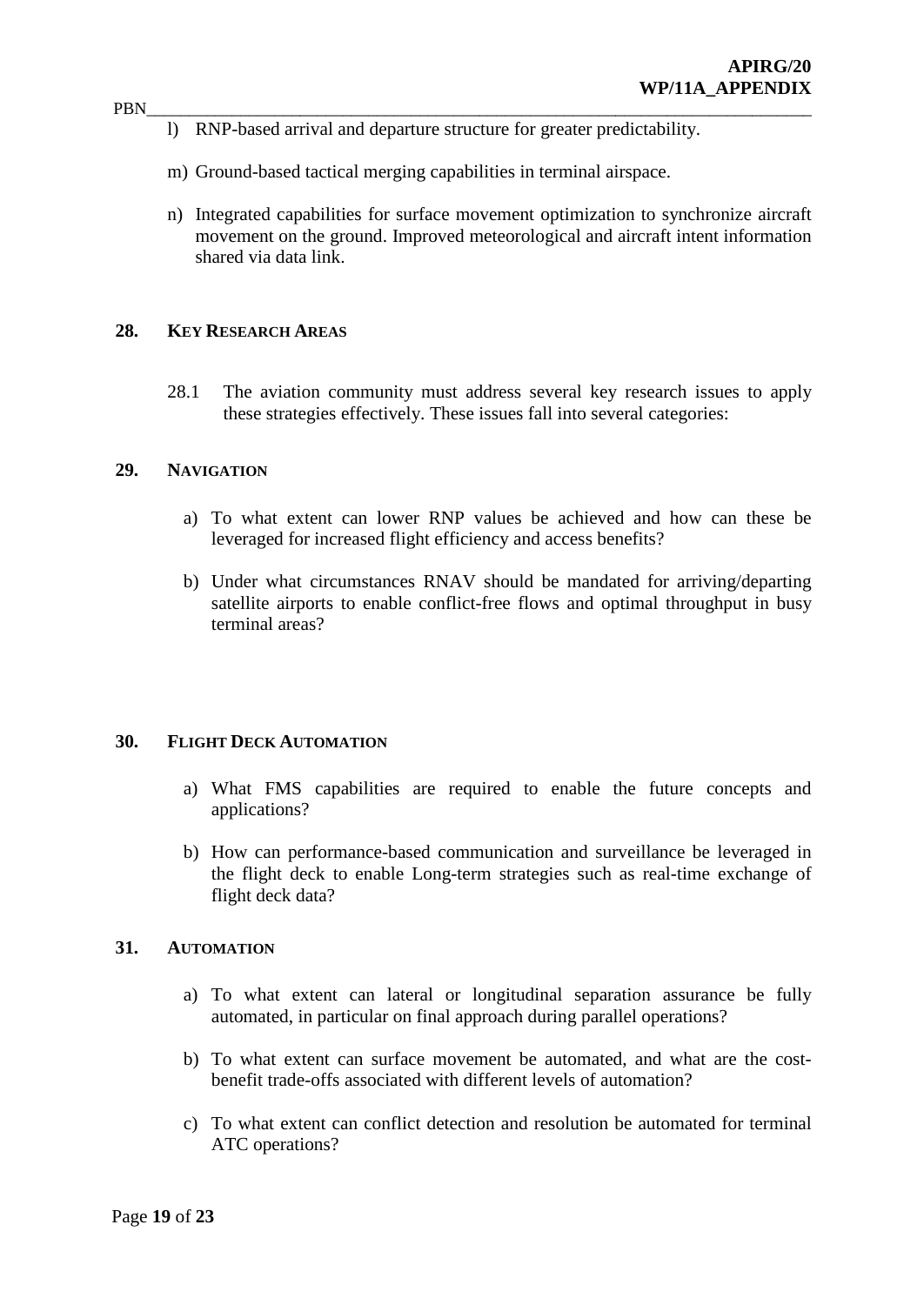l) RNP-based arrival and departure structure for greater predictability.

m) Ground-based tactical merging capabilities in terminal airspace.

n) Integrated capabilities for surface movement optimization to synchronize aircraft movement on the ground. Improved meteorological and aircraft intent information shared via data link.

## 28. KEY RESEARCH AREAS

28.1 The aviation community must address several key research issues to apply these strategies effectively. These issues fall into several categories:

## 29. NAVIGATION

a) To what extent can lower RNP values be achieved and how can these be leveraged for increased flight efficiency and access benefits?

b) Under what circumstances RNAV should be mandated for arriving/departing satellite airports to enable conflict-free flows and optimal throughput in busy terminal areas?

## 30. FLIGHT DECK AUTOMATION

a) What FMS capabilities are required to enable the future concepts and applications?

b) How can performance-based communication and surveillance be leveraged in the flight deck to enable Long-term strategies such as real-time exchange of flight deck data?

## 31. AUTOMATION

a) To what extent can lateral or longitudinal separation assurance be fully automated, in particular on final approach during parallel operations?

b) To what extent can surface movement be automated, and what are the cost-benefit trade-offs associated with different levels of automation?

c) To what extent can conflict detection and resolution be automated for terminal ATC operations?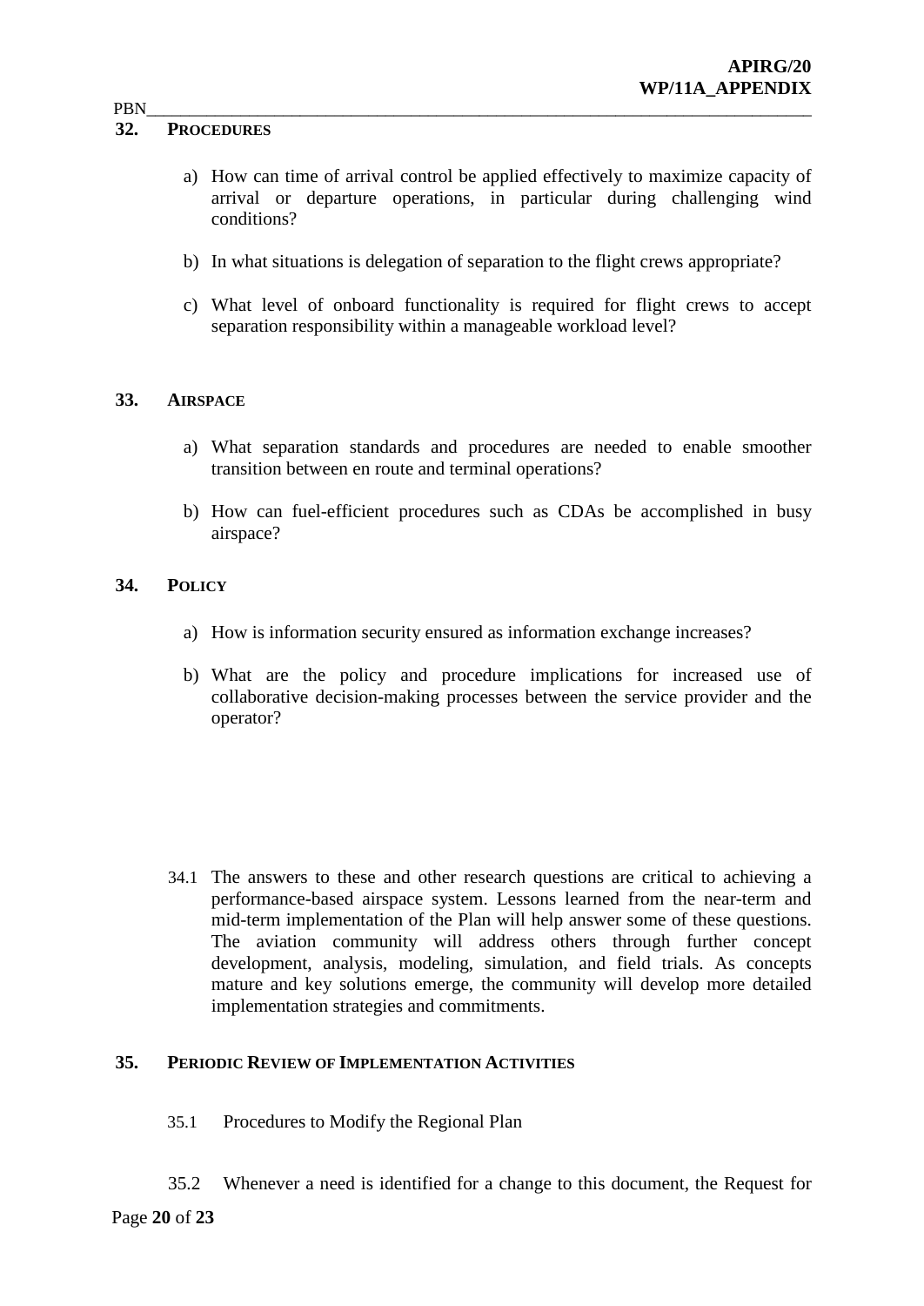## 32. PROCEDURES

a) How can time of arrival control be applied effectively to maximize capacity of arrival or departure operations, in particular during challenging wind conditions?

b) In what situations is delegation of separation to the flight crews appropriate?

c) What level of onboard functionality is required for flight crews to accept separation responsibility within a manageable workload level?

## 33. AIRSPACE

a) What separation standards and procedures are needed to enable smoother transition between en route and terminal operations?

b) How can fuel-efficient procedures such as CDAs be accomplished in busy airspace?

## 34. POLICY

a) How is information security ensured as information exchange increases?

b) What are the policy and procedure implications for increased use of collaborative decision-making processes between the service provider and the operator?

34.1 The answers to these and other research questions are critical to achieving a performance-based airspace system. Lessons learned from the near-term and mid-term implementation of the Plan will help answer some of these questions. The aviation community will address others through further concept development, analysis, modeling, simulation, and field trials. As concepts mature and key solutions emerge, the community will develop more detailed implementation strategies and commitments.

## 35. PERIODIC REVIEW OF IMPLEMENTATION ACTIVITIES

35.1 Procedures to Modify the Regional Plan

35.2 Whenever a need is identified for a change to this document, the Request for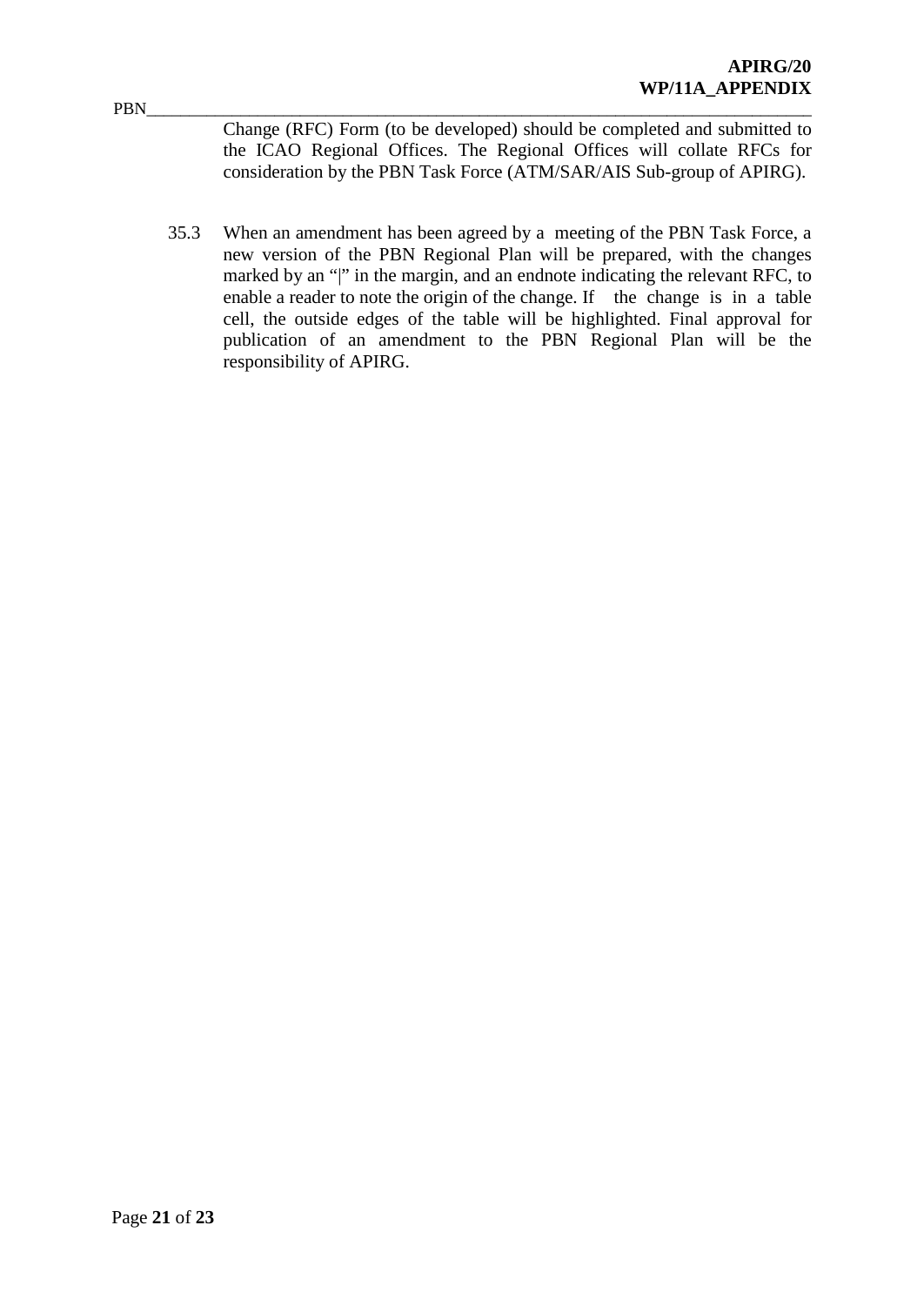Change (RFC) Form (to be developed) should be completed and submitted to the ICAO Regional Offices. The Regional Offices will collate RFCs for consideration by the PBN Task Force (ATM/SAR/AIS Sub-group of APIRG).

35.3 When an amendment has been agreed by a meeting of the PBN Task Force, a new version of the PBN Regional Plan will be prepared, with the changes marked by an "|" in the margin, and an endnote indicating the relevant RFC, to enable a reader to note the origin of the change. If the change is in a table cell, the outside edges of the table will be highlighted. Final approval for publication of an amendment to the PBN Regional Plan will be the responsibility of APIRG.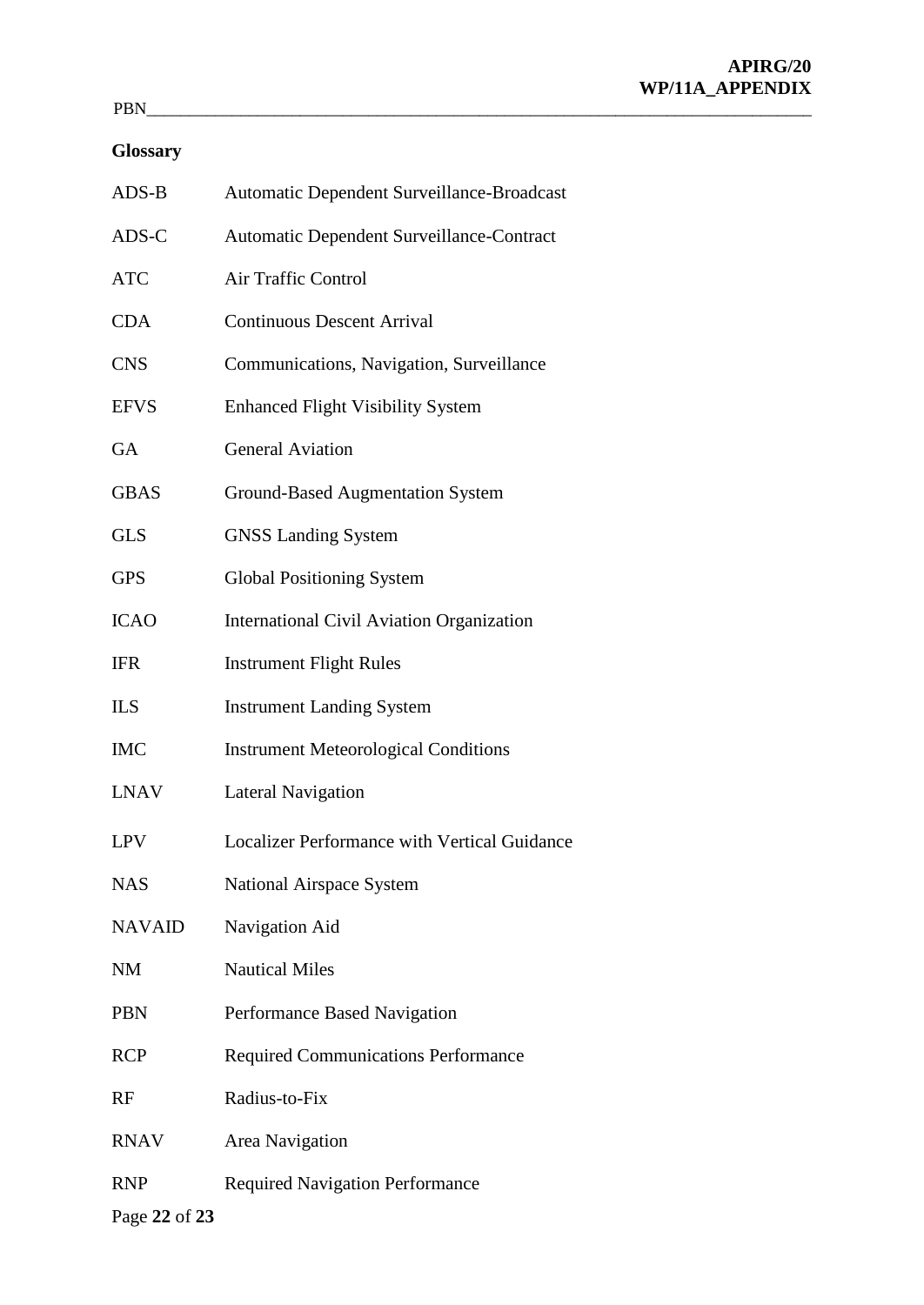**Glossary**

| | |
|---|---|
| ADS-B | Automatic Dependent Surveillance-Broadcast |
| ADS-C | Automatic Dependent Surveillance-Contract |
| ATC | Air Traffic Control |
| CDA | Continuous Descent Arrival |
| CNS | Communications, Navigation, Surveillance |
| EFVS | Enhanced Flight Visibility System |
| GA | General Aviation |
| GBAS | Ground-Based Augmentation System |
| GLS | GNSS Landing System |
| GPS | Global Positioning System |
| ICAO | International Civil Aviation Organization |
| IFR | Instrument Flight Rules |
| ILS | Instrument Landing System |
| IMC | Instrument Meteorological Conditions |
| LNAV | Lateral Navigation |
| LPV | Localizer Performance with Vertical Guidance |
| NAS | National Airspace System |
| NAVAID | Navigation Aid |
| NM | Nautical Miles |
| PBN | Performance Based Navigation |
| RCP | Required Communications Performance |
| RF | Radius-to-Fix |
| RNAV | Area Navigation |
| RNP | Required Navigation Performance |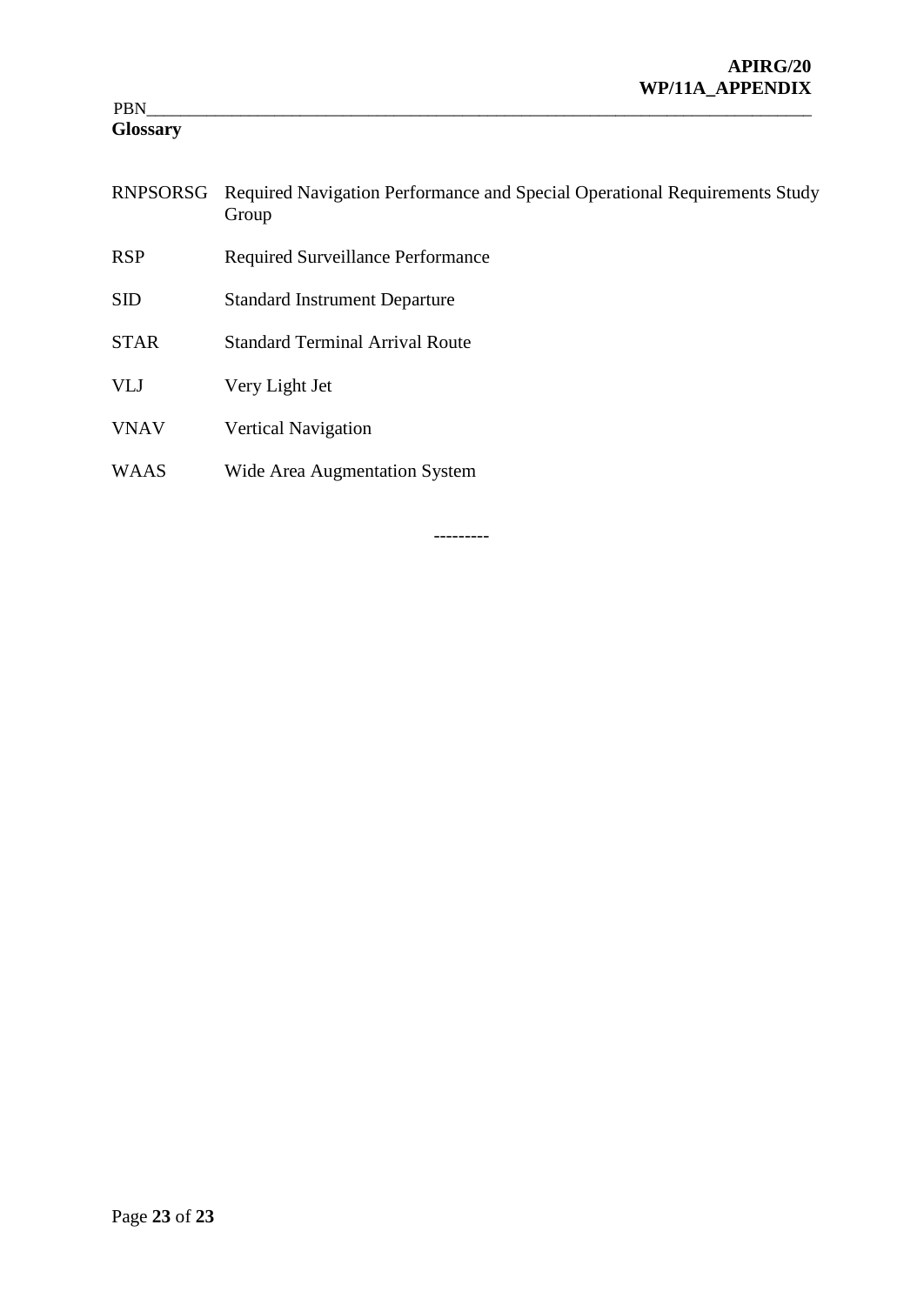**Glossary**

| | |
|---|---|
| RNPSORSG | Required Navigation Performance and Special Operational Requirements Study Group |
| RSP | Required Surveillance Performance |
| SID | Standard Instrument Departure |
| STAR | Standard Terminal Arrival Route |
| VLJ | Very Light Jet |
| VNAV | Vertical Navigation |
| WAAS | Wide Area Augmentation System |

---------